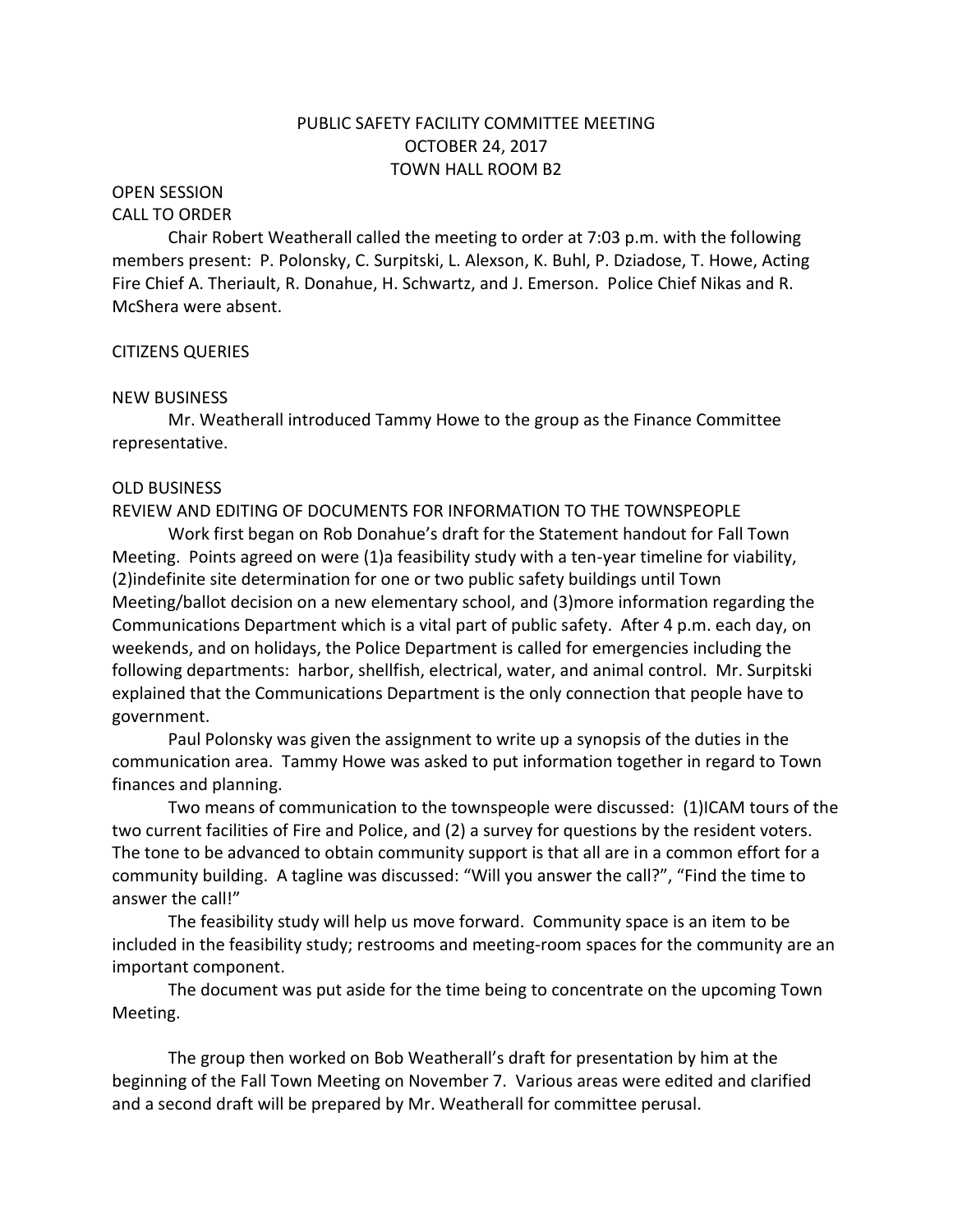# PUBLIC SAFETY FACILITY COMMITTEE MEETING
## OCTOBER 24, 2017
## TOWN HALL ROOM B2

OPEN SESSION

CALL TO ORDER

Chair Robert Weatherall called the meeting to order at 7:03 p.m. with the following members present: P. Polonsky, C. Surpitski, L. Alexson, K. Buhl, P. Dziadose, T. Howe, Acting Fire Chief A. Theriault, R. Donahue, H. Schwartz, and J. Emerson. Police Chief Nikas and R. McShera were absent.

CITIZENS QUERIES

NEW BUSINESS

Mr. Weatherall introduced Tammy Howe to the group as the Finance Committee representative.

OLD BUSINESS

REVIEW AND EDITING OF DOCUMENTS FOR INFORMATION TO THE TOWNSPEOPLE

Work first began on Rob Donahue's draft for the Statement handout for Fall Town Meeting. Points agreed on were (1)a feasibility study with a ten-year timeline for viability, (2)indefinite site determination for one or two public safety buildings until Town Meeting/ballot decision on a new elementary school, and (3)more information regarding the Communications Department which is a vital part of public safety. After 4 p.m. each day, on weekends, and on holidays, the Police Department is called for emergencies including the following departments: harbor, shellfish, electrical, water, and animal control. Mr. Surpitski explained that the Communications Department is the only connection that people have to government.

Paul Polonsky was given the assignment to write up a synopsis of the duties in the communication area. Tammy Howe was asked to put information together in regard to Town finances and planning.

Two means of communication to the townspeople were discussed: (1)ICAM tours of the two current facilities of Fire and Police, and (2) a survey for questions by the resident voters. The tone to be advanced to obtain community support is that all are in a common effort for a community building. A tagline was discussed: "Will you answer the call?", "Find the time to answer the call!"

The feasibility study will help us move forward. Community space is an item to be included in the feasibility study; restrooms and meeting-room spaces for the community are an important component.

The document was put aside for the time being to concentrate on the upcoming Town Meeting.

The group then worked on Bob Weatherall's draft for presentation by him at the beginning of the Fall Town Meeting on November 7. Various areas were edited and clarified and a second draft will be prepared by Mr. Weatherall for committee perusal.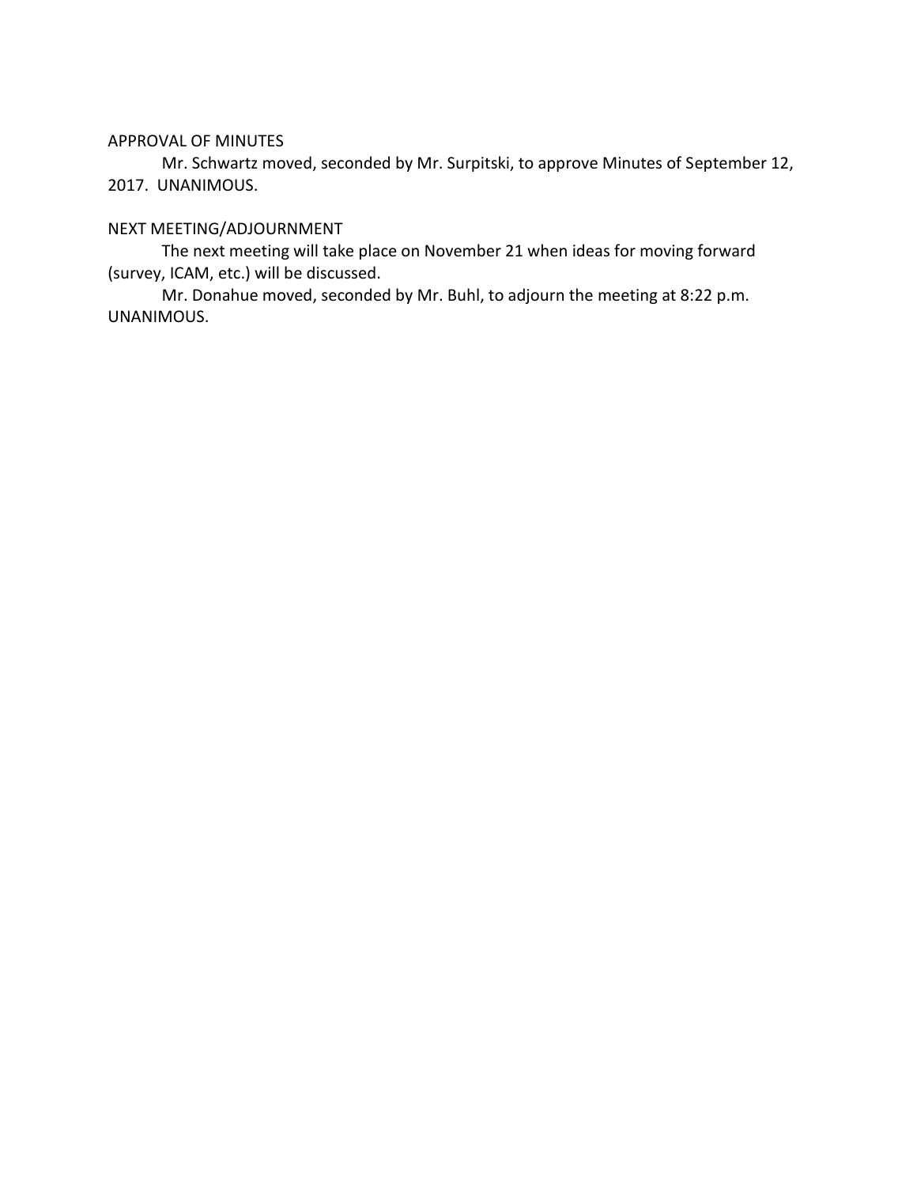APPROVAL OF MINUTES

Mr. Schwartz moved, seconded by Mr. Surpitski, to approve Minutes of September 12, 2017. UNANIMOUS.

NEXT MEETING/ADJOURNMENT

The next meeting will take place on November 21 when ideas for moving forward (survey, ICAM, etc.) will be discussed.

Mr. Donahue moved, seconded by Mr. Buhl, to adjourn the meeting at 8:22 p.m. UNANIMOUS.